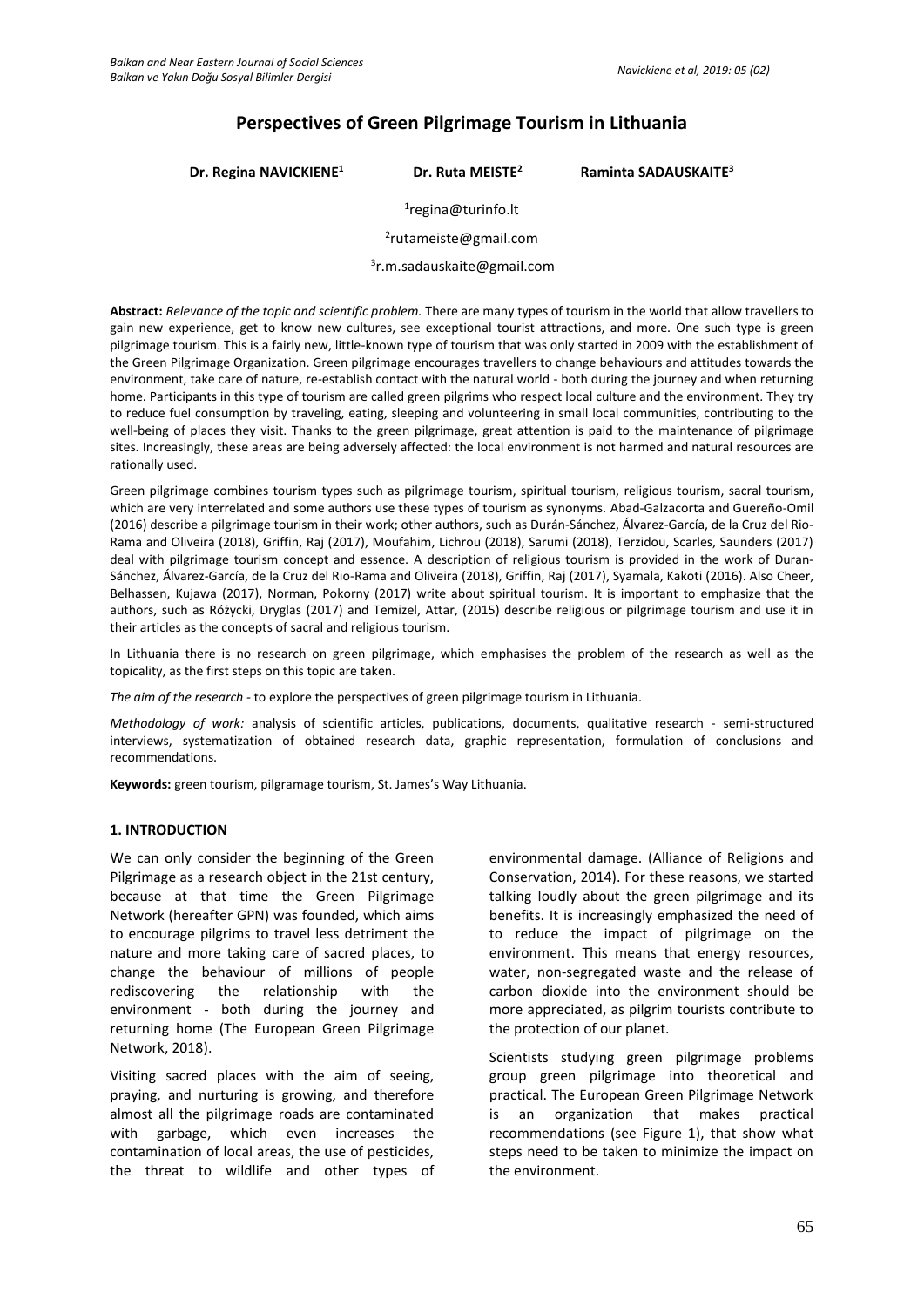# Perspectives of Green Pilgrimage Tourism in Lithuania

**Dr. Regina NAVICKIENE[1]** **Dr. Ruta MEISTE[2]** **Raminta SADAUSKAITE[3]**

[1]regina@turinfo.lt

[2]rutameiste@gmail.com

[3]r.m.sadauskaite@gmail.com

**Abstract:** *Relevance of the topic and scientific problem.* There are many types of tourism in the world that allow travellers to gain new experience, get to know new cultures, see exceptional tourist attractions, and more. One such type is green pilgrimage tourism. This is a fairly new, little-known type of tourism that was only started in 2009 with the establishment of the Green Pilgrimage Organization. Green pilgrimage encourages travellers to change behaviours and attitudes towards the environment, take care of nature, re-establish contact with the natural world - both during the journey and when returning home. Participants in this type of tourism are called green pilgrims who respect local culture and the environment. They try to reduce fuel consumption by traveling, eating, sleeping and volunteering in small local communities, contributing to the well-being of places they visit. Thanks to the green pilgrimage, great attention is paid to the maintenance of pilgrimage sites. Increasingly, these areas are being adversely affected: the local environment is not harmed and natural resources are rationally used.

Green pilgrimage combines tourism types such as pilgrimage tourism, spiritual tourism, religious tourism, sacral tourism, which are very interrelated and some authors use these types of tourism as synonyms. Abad-Galzacorta and Guereño-Omil (2016) describe a pilgrimage tourism in their work; other authors, such as Durán-Sánchez, Álvarez-García, de la Cruz del Rio-Rama and Oliveira (2018), Griffin, Raj (2017), Moufahim, Lichrou (2018), Sarumi (2018), Terzidou, Scarles, Saunders (2017) deal with pilgrimage tourism concept and essence. A description of religious tourism is provided in the work of Duran-Sánchez, Álvarez-García, de la Cruz del Rio-Rama and Oliveira (2018), Griffin, Raj (2017), Syamala, Kakoti (2016). Also Cheer, Belhassen, Kujawa (2017), Norman, Pokorny (2017) write about spiritual tourism. It is important to emphasize that the authors, such as Różycki, Dryglas (2017) and Temizel, Attar, (2015) describe religious or pilgrimage tourism and use it in their articles as the concepts of sacral and religious tourism.

In Lithuania there is no research on green pilgrimage, which emphasises the problem of the research as well as the topicality, as the first steps on this topic are taken.

*The aim of the research* - to explore the perspectives of green pilgrimage tourism in Lithuania.

*Methodology of work:* analysis of scientific articles, publications, documents, qualitative research - semi-structured interviews, systematization of obtained research data, graphic representation, formulation of conclusions and recommendations.

**Keywords:** green tourism, pilgramage tourism, St. James's Way Lithuania.

## 1. INTRODUCTION

We can only consider the beginning of the Green Pilgrimage as a research object in the 21st century, because at that time the Green Pilgrimage Network (hereafter GPN) was founded, which aims to encourage pilgrims to travel less detriment the nature and more taking care of sacred places, to change the behaviour of millions of people rediscovering the relationship with the environment - both during the journey and returning home (The European Green Pilgrimage Network, 2018).

Visiting sacred places with the aim of seeing, praying, and nurturing is growing, and therefore almost all the pilgrimage roads are contaminated with garbage, which even increases the contamination of local areas, the use of pesticides, the threat to wildlife and other types of environmental damage. (Alliance of Religions and Conservation, 2014). For these reasons, we started talking loudly about the green pilgrimage and its benefits. It is increasingly emphasized the need of to reduce the impact of pilgrimage on the environment. This means that energy resources, water, non-segregated waste and the release of carbon dioxide into the environment should be more appreciated, as pilgrim tourists contribute to the protection of our planet.

Scientists studying green pilgrimage problems group green pilgrimage into theoretical and practical. The European Green Pilgrimage Network is an organization that makes practical recommendations (see Figure 1), that show what steps need to be taken to minimize the impact on the environment.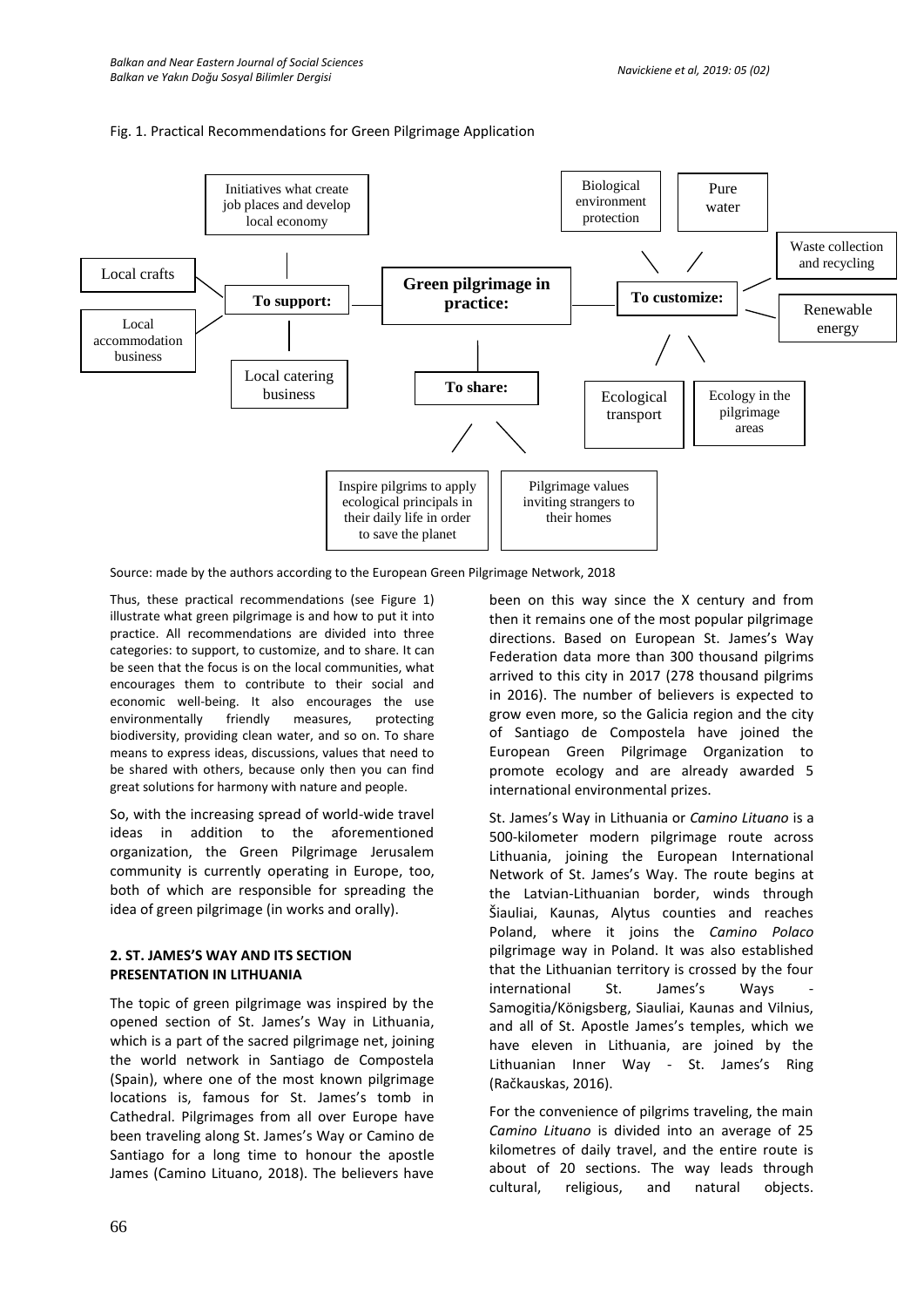Fig. 1. Practical Recommendations for Green Pilgrimage Application

**Green pilgrimage in practice:**

- **To support:**
  - Initiatives what create job places and develop local economy
  - Local crafts
  - Local accommodation business
  - Local catering business
- **To customize:**
  - Biological environment protection
  - Pure water
  - Waste collection and recycling
  - Renewable energy
  - Ecological transport
  - Ecology in the pilgrimage areas
- **To share:**
  - Inspire pilgrims to apply ecological principals in their daily life in order to save the planet
  - Pilgrimage values inviting strangers to their homes

Source: made by the authors according to the European Green Pilgrimage Network, 2018

Thus, these practical recommendations (see Figure 1) illustrate what green pilgrimage is and how to put it into practice. All recommendations are divided into three categories: to support, to customize, and to share. It can be seen that the focus is on the local communities, what encourages them to contribute to their social and economic well-being. It also encourages the use environmentally friendly measures, protecting biodiversity, providing clean water, and so on. To share means to express ideas, discussions, values that need to be shared with others, because only then you can find great solutions for harmony with nature and people.

So, with the increasing spread of world-wide travel ideas in addition to the aforementioned organization, the Green Pilgrimage Jerusalem community is currently operating in Europe, too, both of which are responsible for spreading the idea of green pilgrimage (in works and orally).

## 2. ST. JAMES'S WAY AND ITS SECTION PRESENTATION IN LITHUANIA

The topic of green pilgrimage was inspired by the opened section of St. James's Way in Lithuania, which is a part of the sacred pilgrimage net, joining the world network in Santiago de Compostela (Spain), where one of the most known pilgrimage locations is, famous for St. James's tomb in Cathedral. Pilgrimages from all over Europe have been traveling along St. James's Way or Camino de Santiago for a long time to honour the apostle James (Camino Lituano, 2018). The believers have been on this way since the X century and from then it remains one of the most popular pilgrimage directions. Based on European St. James's Way Federation data more than 300 thousand pilgrims arrived to this city in 2017 (278 thousand pilgrims in 2016). The number of believers is expected to grow even more, so the Galicia region and the city of Santiago de Compostela have joined the European Green Pilgrimage Organization to promote ecology and are already awarded 5 international environmental prizes.

St. James's Way in Lithuania or *Camino Lituano* is a 500-kilometer modern pilgrimage route across Lithuania, joining the European International Network of St. James's Way. The route begins at the Latvian-Lithuanian border, winds through Šiauliai, Kaunas, Alytus counties and reaches Poland, where it joins the *Camino Polaco* pilgrimage way in Poland. It was also established that the Lithuanian territory is crossed by the four international St. James's Ways - Samogitia/Königsberg, Siauliai, Kaunas and Vilnius, and all of St. Apostle James's temples, which we have eleven in Lithuania, are joined by the Lithuanian Inner Way - St. James's Ring (Račkauskas, 2016).

For the convenience of pilgrims traveling, the main *Camino Lituano* is divided into an average of 25 kilometres of daily travel, and the entire route is about of 20 sections. The way leads through cultural, religious, and natural objects.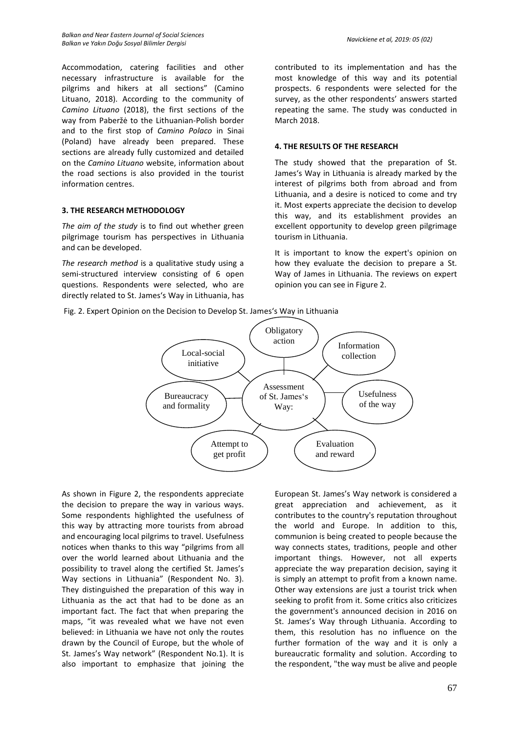Accommodation, catering facilities and other necessary infrastructure is available for the pilgrims and hikers at all sections" (Camino Lituano, 2018). According to the community of *Camino Lituano* (2018), the first sections of the way from Paberžė to the Lithuanian-Polish border and to the first stop of *Camino Polaco* in Sinai (Poland) have already been prepared. These sections are already fully customized and detailed on the *Camino Lituano* website, information about the road sections is also provided in the tourist information centres.

### 3. THE RESEARCH METHODOLOGY

*The aim of the study* is to find out whether green pilgrimage tourism has perspectives in Lithuania and can be developed.

*The research method* is a qualitative study using a semi-structured interview consisting of 6 open questions. Respondents were selected, who are directly related to St. James's Way in Lithuania, has contributed to its implementation and has the most knowledge of this way and its potential prospects. 6 respondents were selected for the survey, as the other respondents' answers started repeating the same. The study was conducted in March 2018.

### 4. THE RESULTS OF THE RESEARCH

The study showed that the preparation of St. James's Way in Lithuania is already marked by the interest of pilgrims both from abroad and from Lithuania, and a desire is noticed to come and try it. Most experts appreciate the decision to develop this way, and its establishment provides an excellent opportunity to develop green pilgrimage tourism in Lithuania.

It is important to know the expert's opinion on how they evaluate the decision to prepare a St. Way of James in Lithuania. The reviews on expert opinion you can see in Figure 2.

Fig. 2. Expert Opinion on the Decision to Develop St. James's Way in Lithuania

Assessment of St. James's Way: Obligatory action; Information collection; Usefulness of the way; Evaluation and reward; Attempt to get profit; Bureaucracy and formality; Local-social initiative

As shown in Figure 2, the respondents appreciate the decision to prepare the way in various ways. Some respondents highlighted the usefulness of this way by attracting more tourists from abroad and encouraging local pilgrims to travel. Usefulness notices when thanks to this way "pilgrims from all over the world learned about Lithuania and the possibility to travel along the certified St. James's Way sections in Lithuania" (Respondent No. 3). They distinguished the preparation of this way in Lithuania as the act that had to be done as an important fact. The fact that when preparing the maps, "it was revealed what we have not even believed: in Lithuania we have not only the routes drawn by the Council of Europe, but the whole of St. James's Way network" (Respondent No.1). It is also important to emphasize that joining the European St. James's Way network is considered a great appreciation and achievement, as it contributes to the country's reputation throughout the world and Europe. In addition to this, communion is being created to people because the way connects states, traditions, people and other important things. However, not all experts appreciate the way preparation decision, saying it is simply an attempt to profit from a known name. Other way extensions are just a tourist trick when seeking to profit from it. Some critics also criticizes the government's announced decision in 2016 on St. James's Way through Lithuania. According to them, this resolution has no influence on the further formation of the way and it is only a bureaucratic formality and solution. According to the respondent, "the way must be alive and people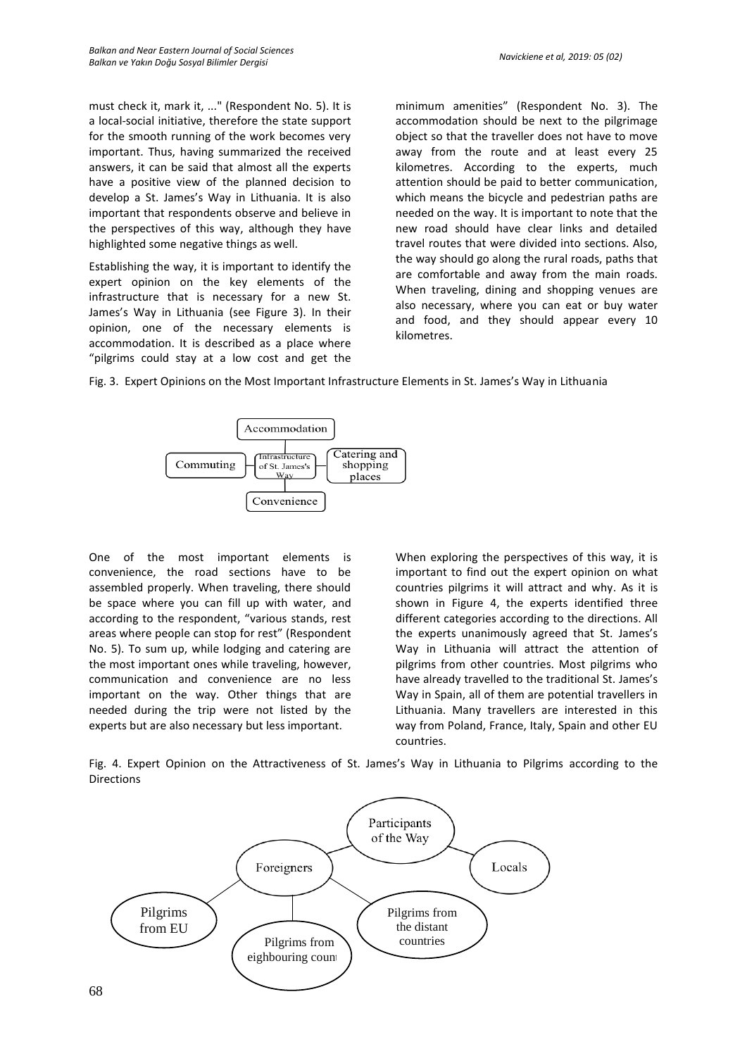must check it, mark it, ..." (Respondent No. 5). It is a local-social initiative, therefore the state support for the smooth running of the work becomes very important. Thus, having summarized the received answers, it can be said that almost all the experts have a positive view of the planned decision to develop a St. James's Way in Lithuania. It is also important that respondents observe and believe in the perspectives of this way, although they have highlighted some negative things as well.

Establishing the way, it is important to identify the expert opinion on the key elements of the infrastructure that is necessary for a new St. James's Way in Lithuania (see Figure 3). In their opinion, one of the necessary elements is accommodation. It is described as a place where "pilgrims could stay at a low cost and get the minimum amenities" (Respondent No. 3). The accommodation should be next to the pilgrimage object so that the traveller does not have to move away from the route and at least every 25 kilometres. According to the experts, much attention should be paid to better communication, which means the bicycle and pedestrian paths are needed on the way. It is important to note that the new road should have clear links and detailed travel routes that were divided into sections. Also, the way should go along the rural roads, paths that are comfortable and away from the main roads. When traveling, dining and shopping venues are also necessary, where you can eat or buy water and food, and they should appear every 10 kilometres.

Fig. 3. Expert Opinions on the Most Important Infrastructure Elements in St. James's Way in Lithuania

Accommodation

Commuting — Infrastructure of St. James's Way — Catering and shopping places

Convenience

One of the most important elements is convenience, the road sections have to be assembled properly. When traveling, there should be space where you can fill up with water, and according to the respondent, "various stands, rest areas where people can stop for rest" (Respondent No. 5). To sum up, while lodging and catering are the most important ones while traveling, however, communication and convenience are no less important on the way. Other things that are needed during the trip were not listed by the experts but are also necessary but less important.

When exploring the perspectives of this way, it is important to find out the expert opinion on what countries pilgrims it will attract and why. As it is shown in Figure 4, the experts identified three different categories according to the directions. All the experts unanimously agreed that St. James's Way in Lithuania will attract the attention of pilgrims from other countries. Most pilgrims who have already travelled to the traditional St. James's Way in Spain, all of them are potential travellers in Lithuania. Many travellers are interested in this way from Poland, France, Italy, Spain and other EU countries.

Fig. 4. Expert Opinion on the Attractiveness of St. James's Way in Lithuania to Pilgrims according to the Directions

Participants of the Way

Foreigners

Locals

Pilgrims from EU

Pilgrims from eighbouring count

Pilgrims from the distant countries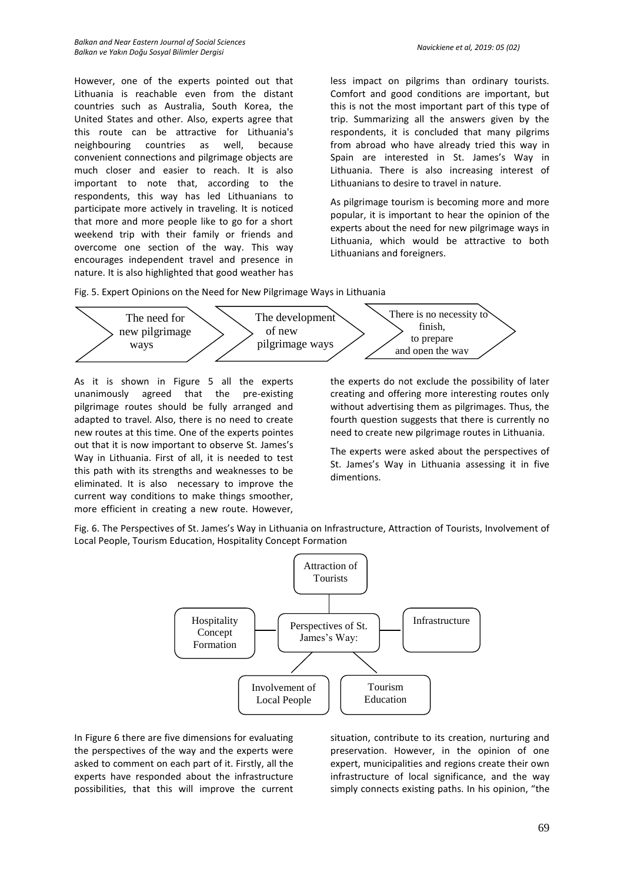However, one of the experts pointed out that Lithuania is reachable even from the distant countries such as Australia, South Korea, the United States and other. Also, experts agree that this route can be attractive for Lithuania's neighbouring countries as well, because convenient connections and pilgrimage objects are much closer and easier to reach. It is also important to note that, according to the respondents, this way has led Lithuanians to participate more actively in traveling. It is noticed that more and more people like to go for a short weekend trip with their family or friends and overcome one section of the way. This way encourages independent travel and presence in nature. It is also highlighted that good weather has less impact on pilgrims than ordinary tourists. Comfort and good conditions are important, but this is not the most important part of this type of trip. Summarizing all the answers given by the respondents, it is concluded that many pilgrims from abroad who have already tried this way in Spain are interested in St. James's Way in Lithuania. There is also increasing interest of Lithuanians to desire to travel in nature.

As pilgrimage tourism is becoming more and more popular, it is important to hear the opinion of the experts about the need for new pilgrimage ways in Lithuania, which would be attractive to both Lithuanians and foreigners.

Fig. 5. Expert Opinions on the Need for New Pilgrimage Ways in Lithuania

The need for new pilgrimage ways → The development of new pilgrimage ways → There is no necessity to finish, to prepare and open the way

As it is shown in Figure 5 all the experts unanimously agreed that the pre-existing pilgrimage routes should be fully arranged and adapted to travel. Also, there is no need to create new routes at this time. One of the experts pointes out that it is now important to observe St. James's Way in Lithuania. First of all, it is needed to test this path with its strengths and weaknesses to be eliminated. It is also necessary to improve the current way conditions to make things smoother, more efficient in creating a new route. However, the experts do not exclude the possibility of later creating and offering more interesting routes only without advertising them as pilgrimages. Thus, the fourth question suggests that there is currently no need to create new pilgrimage routes in Lithuania.

The experts were asked about the perspectives of St. James's Way in Lithuania assessing it in five dimentions.

Fig. 6. The Perspectives of St. James's Way in Lithuania on Infrastructure, Attraction of Tourists, Involvement of Local People, Tourism Education, Hospitality Concept Formation

Perspectives of St. James's Way: Attraction of Tourists; Infrastructure; Tourism Education; Involvement of Local People; Hospitality Concept Formation

In Figure 6 there are five dimensions for evaluating the perspectives of the way and the experts were asked to comment on each part of it. Firstly, all the experts have responded about the infrastructure possibilities, that this will improve the current situation, contribute to its creation, nurturing and preservation. However, in the opinion of one expert, municipalities and regions create their own infrastructure of local significance, and the way simply connects existing paths. In his opinion, "the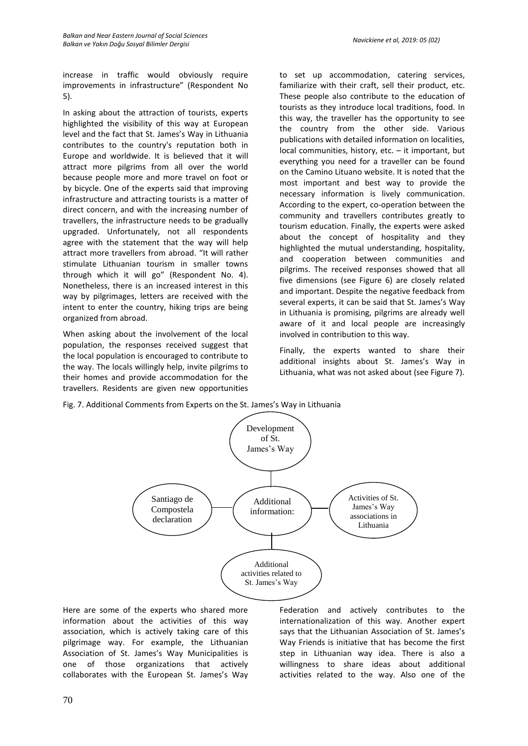increase in traffic would obviously require improvements in infrastructure" (Respondent No 5).

In asking about the attraction of tourists, experts highlighted the visibility of this way at European level and the fact that St. James's Way in Lithuania contributes to the country's reputation both in Europe and worldwide. It is believed that it will attract more pilgrims from all over the world because people more and more travel on foot or by bicycle. One of the experts said that improving infrastructure and attracting tourists is a matter of direct concern, and with the increasing number of travellers, the infrastructure needs to be gradually upgraded. Unfortunately, not all respondents agree with the statement that the way will help attract more travellers from abroad. "It will rather stimulate Lithuanian tourism in smaller towns through which it will go" (Respondent No. 4). Nonetheless, there is an increased interest in this way by pilgrimages, letters are received with the intent to enter the country, hiking trips are being organized from abroad.

When asking about the involvement of the local population, the responses received suggest that the local population is encouraged to contribute to the way. The locals willingly help, invite pilgrims to their homes and provide accommodation for the travellers. Residents are given new opportunities to set up accommodation, catering services, familiarize with their craft, sell their product, etc. These people also contribute to the education of tourists as they introduce local traditions, food. In this way, the traveller has the opportunity to see the country from the other side. Various publications with detailed information on localities, local communities, history, etc. – it important, but everything you need for a traveller can be found on the Camino Lituano website. It is noted that the most important and best way to provide the necessary information is lively communication. According to the expert, co-operation between the community and travellers contributes greatly to tourism education. Finally, the experts were asked about the concept of hospitality and they highlighted the mutual understanding, hospitality, and cooperation between communities and pilgrims. The received responses showed that all five dimensions (see Figure 6) are closely related and important. Despite the negative feedback from several experts, it can be said that St. James's Way in Lithuania is promising, pilgrims are already well aware of it and local people are increasingly involved in contribution to this way.

Finally, the experts wanted to share their additional insights about St. James's Way in Lithuania, what was not asked about (see Figure 7).

Fig. 7. Additional Comments from Experts on the St. James's Way in Lithuania

- Additional information:
  - Development of St. James's Way
  - Santiago de Compostela declaration
  - Activities of St. James's Way associations in Lithuania
  - Additional activities related to St. James's Way

Here are some of the experts who shared more information about the activities of this way association, which is actively taking care of this pilgrimage way. For example, the Lithuanian Association of St. James's Way Municipalities is one of those organizations that actively collaborates with the European St. James's Way Federation and actively contributes to the internationalization of this way. Another expert says that the Lithuanian Association of St. James's Way Friends is initiative that has become the first step in Lithuanian way idea. There is also a willingness to share ideas about additional activities related to the way. Also one of the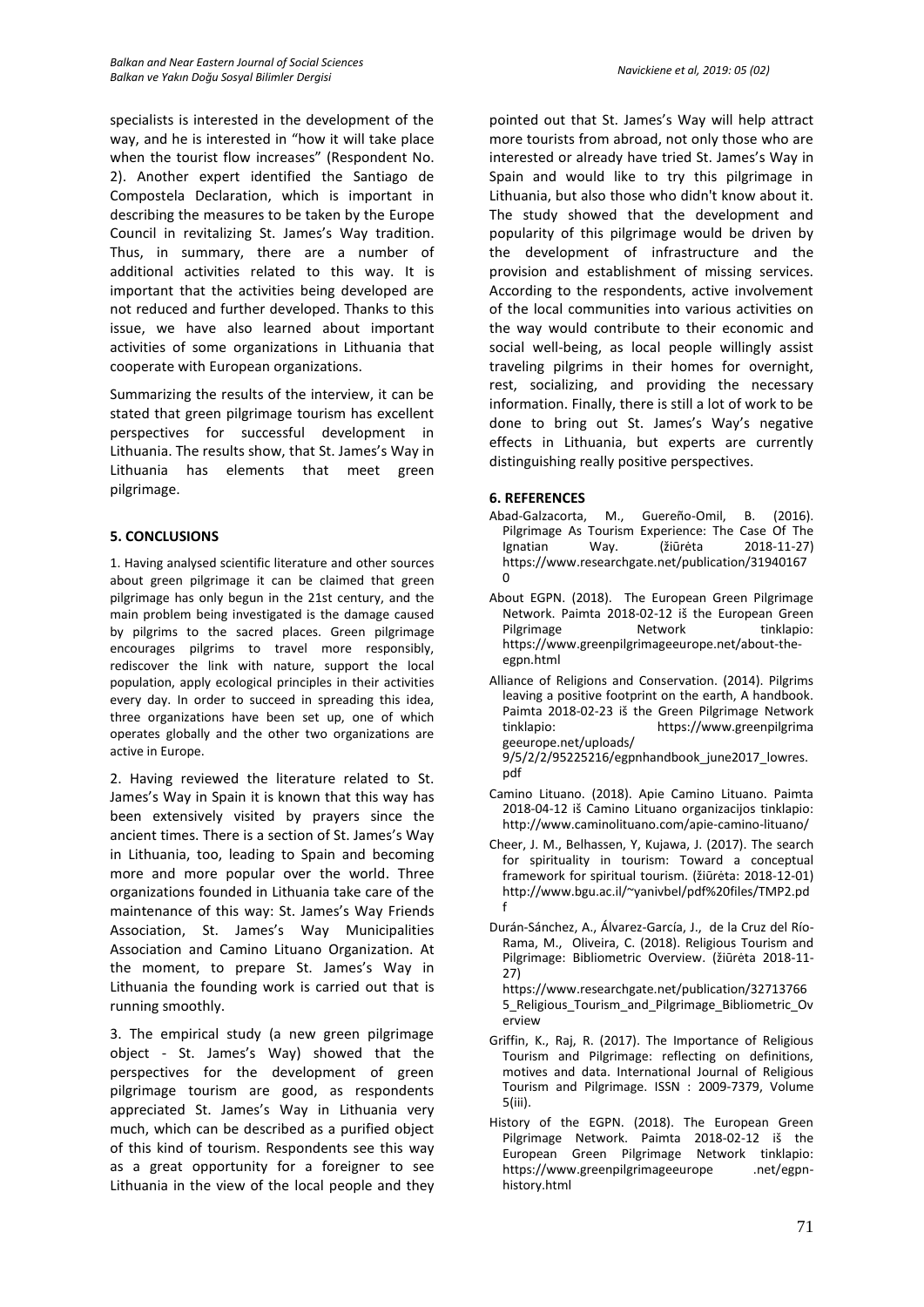specialists is interested in the development of the way, and he is interested in "how it will take place when the tourist flow increases" (Respondent No. 2). Another expert identified the Santiago de Compostela Declaration, which is important in describing the measures to be taken by the Europe Council in revitalizing St. James's Way tradition. Thus, in summary, there are a number of additional activities related to this way. It is important that the activities being developed are not reduced and further developed. Thanks to this issue, we have also learned about important activities of some organizations in Lithuania that cooperate with European organizations.

Summarizing the results of the interview, it can be stated that green pilgrimage tourism has excellent perspectives for successful development in Lithuania. The results show, that St. James's Way in Lithuania has elements that meet green pilgrimage.

## 5. CONCLUSIONS

1. Having analysed scientific literature and other sources about green pilgrimage it can be claimed that green pilgrimage has only begun in the 21st century, and the main problem being investigated is the damage caused by pilgrims to the sacred places. Green pilgrimage encourages pilgrims to travel more responsibly, rediscover the link with nature, support the local population, apply ecological principles in their activities every day. In order to succeed in spreading this idea, three organizations have been set up, one of which operates globally and the other two organizations are active in Europe.

2. Having reviewed the literature related to St. James's Way in Spain it is known that this way has been extensively visited by prayers since the ancient times. There is a section of St. James's Way in Lithuania, too, leading to Spain and becoming more and more popular over the world. Three organizations founded in Lithuania take care of the maintenance of this way: St. James's Way Friends Association, St. James's Way Municipalities Association and Camino Lituano Organization. At the moment, to prepare St. James's Way in Lithuania the founding work is carried out that is running smoothly.

3. The empirical study (a new green pilgrimage object - St. James's Way) showed that the perspectives for the development of green pilgrimage tourism are good, as respondents appreciated St. James's Way in Lithuania very much, which can be described as a purified object of this kind of tourism. Respondents see this way as a great opportunity for a foreigner to see Lithuania in the view of the local people and they pointed out that St. James's Way will help attract more tourists from abroad, not only those who are interested or already have tried St. James's Way in Spain and would like to try this pilgrimage in Lithuania, but also those who didn't know about it. The study showed that the development and popularity of this pilgrimage would be driven by the development of infrastructure and the provision and establishment of missing services. According to the respondents, active involvement of the local communities into various activities on the way would contribute to their economic and social well-being, as local people willingly assist traveling pilgrims in their homes for overnight, rest, socializing, and providing the necessary information. Finally, there is still a lot of work to be done to bring out St. James's Way's negative effects in Lithuania, but experts are currently distinguishing really positive perspectives.

## 6. REFERENCES

Abad-Galzacorta, M., Guereño-Omil, B. (2016). Pilgrimage As Tourism Experience: The Case Of The Ignatian Way. (žiūrėta 2018-11-27) https://www.researchgate.net/publication/319401670

About EGPN. (2018). The European Green Pilgrimage Network. Paimta 2018-02-12 iš the European Green Pilgrimage Network tinklapio: https://www.greenpilgrimageeurope.net/about-the-egpn.html

Alliance of Religions and Conservation. (2014). Pilgrims leaving a positive footprint on the earth, A handbook. Paimta 2018-02-23 iš the Green Pilgrimage Network tinklapio: https://www.greenpilgrimageeurope.net/uploads/9/5/2/2/95225216/egpnhandbook_june2017_lowres.pdf

Camino Lituano. (2018). Apie Camino Lituano. Paimta 2018-04-12 iš Camino Lituano organizacijos tinklapio: http://www.caminolituano.com/apie-camino-lituano/

Cheer, J. M., Belhassen, Y, Kujawa, J. (2017). The search for spirituality in tourism: Toward a conceptual framework for spiritual tourism. (žiūrėta: 2018-12-01) http://www.bgu.ac.il/~yanivbel/pdf%20files/TMP2.pdf

Durán-Sánchez, A., Álvarez-García, J., de la Cruz del Río-Rama, M., Oliveira, C. (2018). Religious Tourism and Pilgrimage: Bibliometric Overview. (žiūrėta 2018-11-27) https://www.researchgate.net/publication/327137665_Religious_Tourism_and_Pilgrimage_Bibliometric_Overview

Griffin, K., Raj, R. (2017). The Importance of Religious Tourism and Pilgrimage: reflecting on definitions, motives and data. International Journal of Religious Tourism and Pilgrimage. ISSN : 2009-7379, Volume 5(iii).

History of the EGPN. (2018). The European Green Pilgrimage Network. Paimta 2018-02-12 iš the European Green Pilgrimage Network tinklapio: https://www.greenpilgrimageeurope .net/egpn-history.html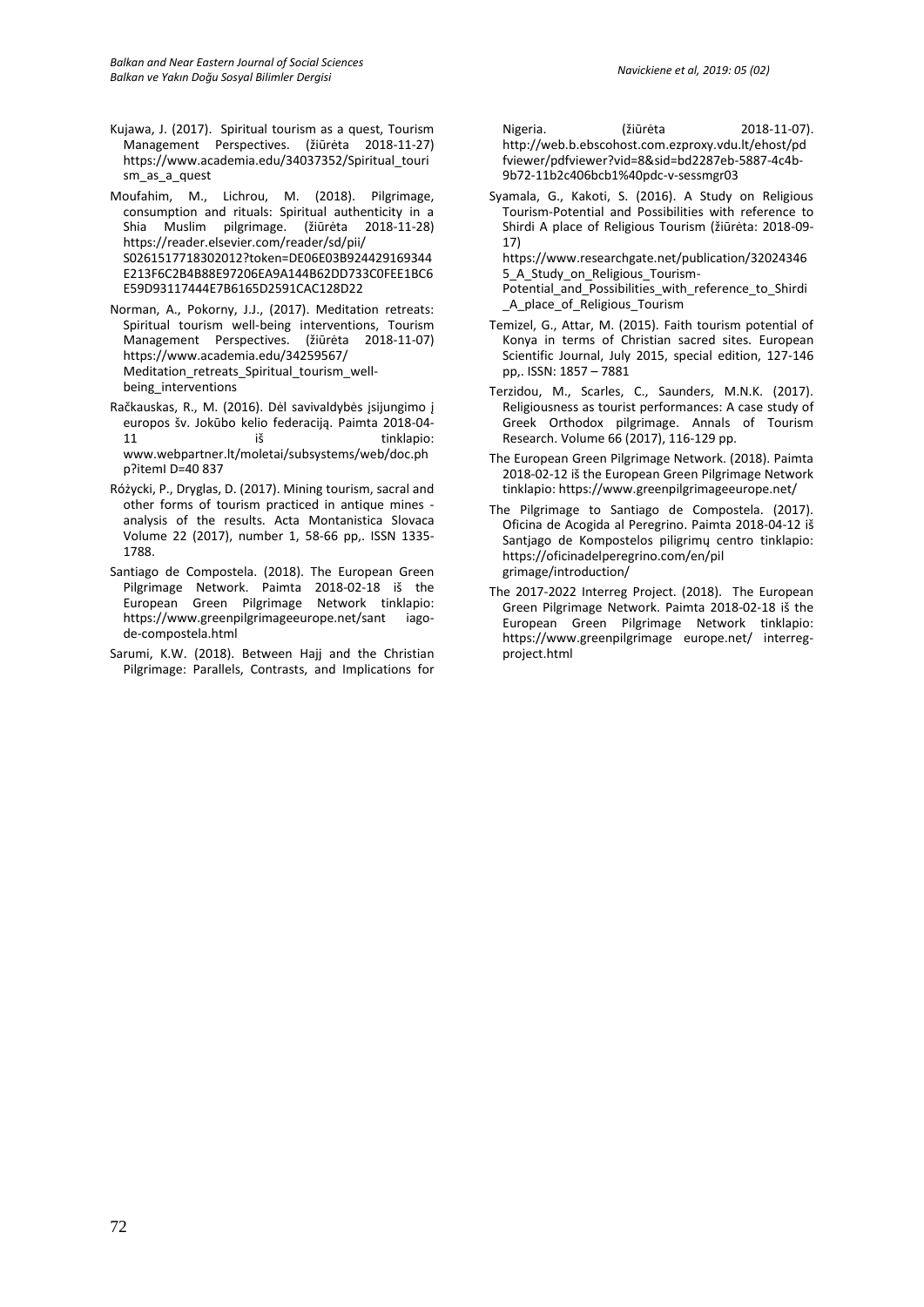Kujawa, J. (2017). Spiritual tourism as a quest, Tourism Management Perspectives. (žiūrėta 2018-11-27) https://www.academia.edu/34037352/Spiritual_tourism_as_a_quest

Moufahim, M., Lichrou, M. (2018). Pilgrimage, consumption and rituals: Spiritual authenticity in a Shia Muslim pilgrimage. (žiūrėta 2018-11-28) https://reader.elsevier.com/reader/sd/pii/S0261517718302012?token=DE06E03B924429169344E213F6C2B4B88E97206EA9A144B62DD733C0FEE1BC6E59D93117444E7B6165D2591CAC128D22

Norman, A., Pokorny, J.J., (2017). Meditation retreats: Spiritual tourism well-being interventions, Tourism Management Perspectives. (žiūrėta 2018-11-07) https://www.academia.edu/34259567/Meditation_retreats_Spiritual_tourism_well-being_interventions

Račkauskas, R., M. (2016). Dėl savivaldybės įsijungimo į europos šv. Jokūbo kelio federaciją. Paimta 2018-04-11 iš tinklapio: www.webpartner.lt/moletai/subsystems/web/doc.php?itemI D=40 837

Różycki, P., Dryglas, D. (2017). Mining tourism, sacral and other forms of tourism practiced in antique mines - analysis of the results. Acta Montanistica Slovaca Volume 22 (2017), number 1, 58-66 pp,. ISSN 1335-1788.

Santiago de Compostela. (2018). The European Green Pilgrimage Network. Paimta 2018-02-18 iš the European Green Pilgrimage Network tinklapio: https://www.greenpilgrimageeurope.net/santiago-de-compostela.html

Sarumi, K.W. (2018). Between Hajj and the Christian Pilgrimage: Parallels, Contrasts, and Implications for Nigeria. (žiūrėta 2018-11-07). http://web.b.ebscohost.com.ezproxy.vdu.lt/ehost/pdfviewer/pdfviewer?vid=8&sid=bd2287eb-5887-4c4b-9b72-11b2c406bcb1%40pdc-v-sessmgr03

Syamala, G., Kakoti, S. (2016). A Study on Religious Tourism-Potential and Possibilities with reference to Shirdi A place of Religious Tourism (žiūrėta: 2018-09-17) https://www.researchgate.net/publication/320243465_A_Study_on_Religious_Tourism-Potential_and_Possibilities_with_reference_to_Shirdi_A_place_of_Religious_Tourism

Temizel, G., Attar, M. (2015). Faith tourism potential of Konya in terms of Christian sacred sites. European Scientific Journal, July 2015, special edition, 127-146 pp,. ISSN: 1857 – 7881

Terzidou, M., Scarles, C., Saunders, M.N.K. (2017). Religiousness as tourist performances: A case study of Greek Orthodox pilgrimage. Annals of Tourism Research. Volume 66 (2017), 116-129 pp.

The European Green Pilgrimage Network. (2018). Paimta 2018-02-12 iš the European Green Pilgrimage Network tinklapio: https://www.greenpilgrimageeurope.net/

The Pilgrimage to Santiago de Compostela. (2017). Oficina de Acogida al Peregrino. Paimta 2018-04-12 iš Santjago de Kompostelos piligrimų centro tinklapio: https://oficinadelperegrino.com/en/pilgrimage/introduction/

The 2017-2022 Interreg Project. (2018). The European Green Pilgrimage Network. Paimta 2018-02-18 iš the European Green Pilgrimage Network tinklapio: https://www.greenpilgrimage europe.net/ interreg-project.html